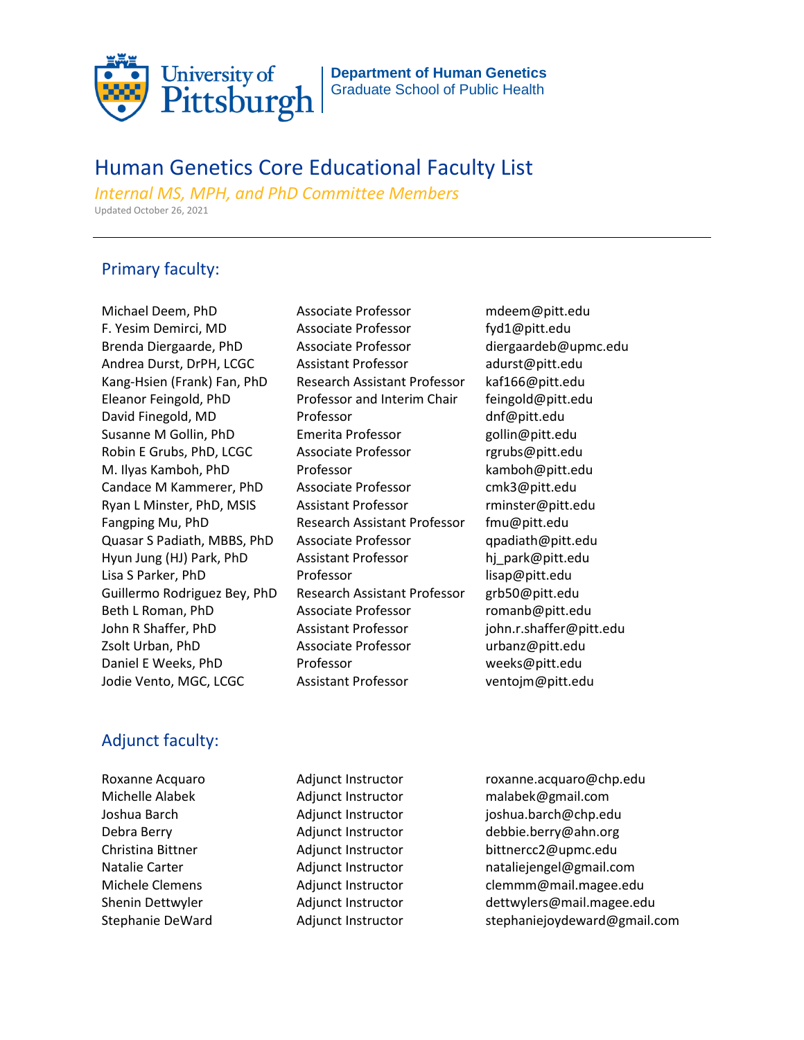University of Pittsburgh | **Department of Human Genetics** Graduate School of Public Health

# Human Genetics Core Educational Faculty List

*Internal MS, MPH, and PhD Committee Members*

Updated October 26, 2021

---

## Primary faculty:

| | | |
|---|---|---|
| Michael Deem, PhD | Associate Professor | mdeem@pitt.edu |
| F. Yesim Demirci, MD | Associate Professor | fyd1@pitt.edu |
| Brenda Diergaarde, PhD | Associate Professor | diergaardeb@upmc.edu |
| Andrea Durst, DrPH, LCGC | Assistant Professor | adurst@pitt.edu |
| Kang-Hsien (Frank) Fan, PhD | Research Assistant Professor | kaf166@pitt.edu |
| Eleanor Feingold, PhD | Professor and Interim Chair | feingold@pitt.edu |
| David Finegold, MD | Professor | dnf@pitt.edu |
| Susanne M Gollin, PhD | Emerita Professor | gollin@pitt.edu |
| Robin E Grubs, PhD, LCGC | Associate Professor | rgrubs@pitt.edu |
| M. Ilyas Kamboh, PhD | Professor | kamboh@pitt.edu |
| Candace M Kammerer, PhD | Associate Professor | cmk3@pitt.edu |
| Ryan L Minster, PhD, MSIS | Assistant Professor | rminster@pitt.edu |
| Fangping Mu, PhD | Research Assistant Professor | fmu@pitt.edu |
| Quasar S Padiath, MBBS, PhD | Associate Professor | qpadiath@pitt.edu |
| Hyun Jung (HJ) Park, PhD | Assistant Professor | hj_park@pitt.edu |
| Lisa S Parker, PhD | Professor | lisap@pitt.edu |
| Guillermo Rodriguez Bey, PhD | Research Assistant Professor | grb50@pitt.edu |
| Beth L Roman, PhD | Associate Professor | romanb@pitt.edu |
| John R Shaffer, PhD | Assistant Professor | john.r.shaffer@pitt.edu |
| Zsolt Urban, PhD | Associate Professor | urbanz@pitt.edu |
| Daniel E Weeks, PhD | Professor | weeks@pitt.edu |
| Jodie Vento, MGC, LCGC | Assistant Professor | ventojm@pitt.edu |

## Adjunct faculty:

| | | |
|---|---|---|
| Roxanne Acquaro | Adjunct Instructor | roxanne.acquaro@chp.edu |
| Michelle Alabek | Adjunct Instructor | malabek@gmail.com |
| Joshua Barch | Adjunct Instructor | joshua.barch@chp.edu |
| Debra Berry | Adjunct Instructor | debbie.berry@ahn.org |
| Christina Bittner | Adjunct Instructor | bittnercc2@upmc.edu |
| Natalie Carter | Adjunct Instructor | nataliejengel@gmail.com |
| Michele Clemens | Adjunct Instructor | clemmm@mail.magee.edu |
| Shenin Dettwyler | Adjunct Instructor | dettwylers@mail.magee.edu |
| Stephanie DeWard | Adjunct Instructor | stephaniejoydeward@gmail.com |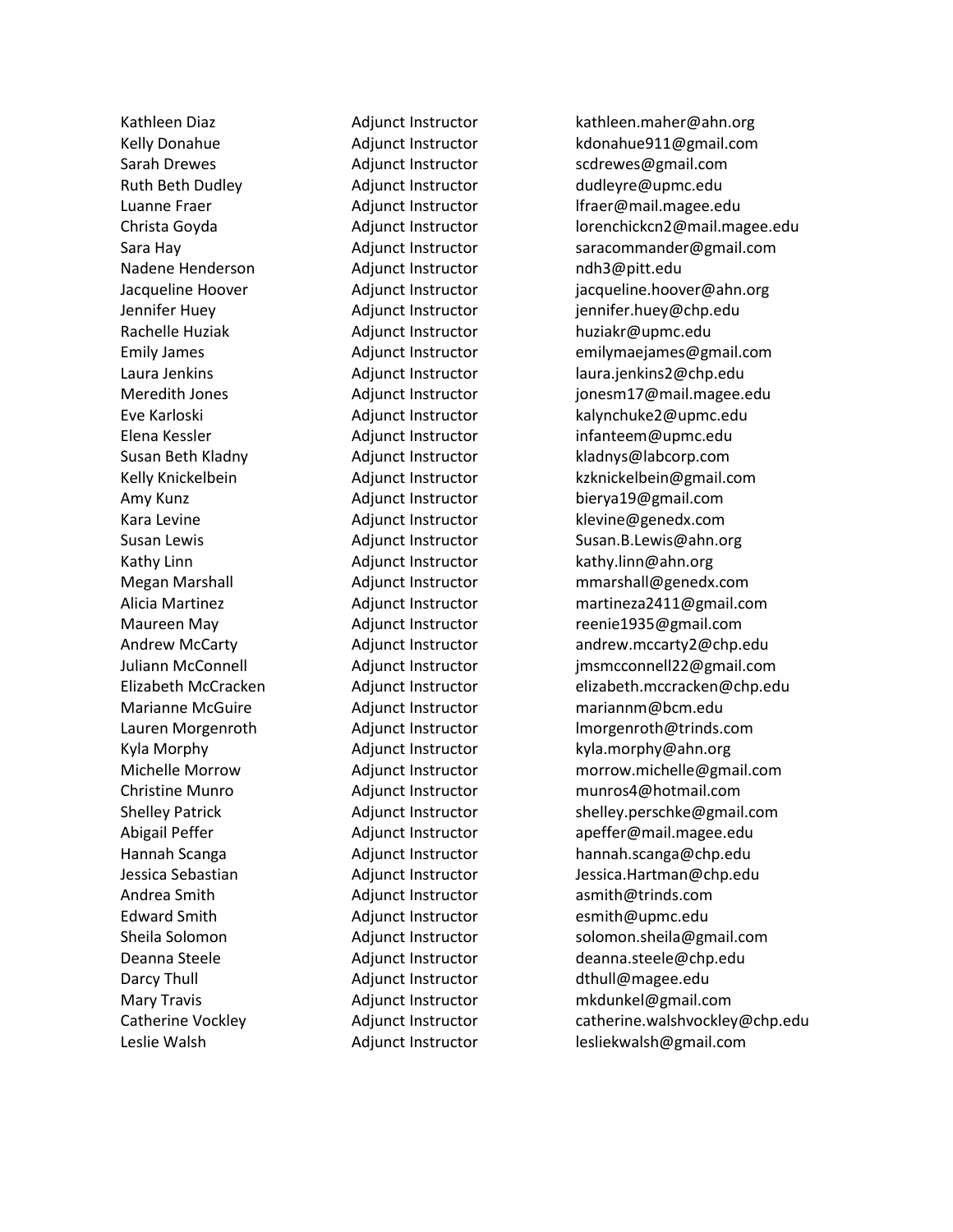| | | |
|---|---|---|
| Kathleen Diaz | Adjunct Instructor | kathleen.maher@ahn.org |
| Kelly Donahue | Adjunct Instructor | kdonahue911@gmail.com |
| Sarah Drewes | Adjunct Instructor | scdrewes@gmail.com |
| Ruth Beth Dudley | Adjunct Instructor | dudleyre@upmc.edu |
| Luanne Fraer | Adjunct Instructor | lfraer@mail.magee.edu |
| Christa Goyda | Adjunct Instructor | lorenchickcn2@mail.magee.edu |
| Sara Hay | Adjunct Instructor | saracommander@gmail.com |
| Nadene Henderson | Adjunct Instructor | ndh3@pitt.edu |
| Jacqueline Hoover | Adjunct Instructor | jacqueline.hoover@ahn.org |
| Jennifer Huey | Adjunct Instructor | jennifer.huey@chp.edu |
| Rachelle Huziak | Adjunct Instructor | huziakr@upmc.edu |
| Emily James | Adjunct Instructor | emilymaejames@gmail.com |
| Laura Jenkins | Adjunct Instructor | laura.jenkins2@chp.edu |
| Meredith Jones | Adjunct Instructor | jonesm17@mail.magee.edu |
| Eve Karloski | Adjunct Instructor | kalynchuke2@upmc.edu |
| Elena Kessler | Adjunct Instructor | infanteem@upmc.edu |
| Susan Beth Kladny | Adjunct Instructor | kladnys@labcorp.com |
| Kelly Knickelbein | Adjunct Instructor | kzknickelbein@gmail.com |
| Amy Kunz | Adjunct Instructor | bierya19@gmail.com |
| Kara Levine | Adjunct Instructor | klevine@genedx.com |
| Susan Lewis | Adjunct Instructor | Susan.B.Lewis@ahn.org |
| Kathy Linn | Adjunct Instructor | kathy.linn@ahn.org |
| Megan Marshall | Adjunct Instructor | mmarshall@genedx.com |
| Alicia Martinez | Adjunct Instructor | martineza2411@gmail.com |
| Maureen May | Adjunct Instructor | reenie1935@gmail.com |
| Andrew McCarty | Adjunct Instructor | andrew.mccarty2@chp.edu |
| Juliann McConnell | Adjunct Instructor | jmsmcconnell22@gmail.com |
| Elizabeth McCracken | Adjunct Instructor | elizabeth.mccracken@chp.edu |
| Marianne McGuire | Adjunct Instructor | mariannm@bcm.edu |
| Lauren Morgenroth | Adjunct Instructor | lmorgenroth@trinds.com |
| Kyla Morphy | Adjunct Instructor | kyla.morphy@ahn.org |
| Michelle Morrow | Adjunct Instructor | morrow.michelle@gmail.com |
| Christine Munro | Adjunct Instructor | munros4@hotmail.com |
| Shelley Patrick | Adjunct Instructor | shelley.perschke@gmail.com |
| Abigail Peffer | Adjunct Instructor | apeffer@mail.magee.edu |
| Hannah Scanga | Adjunct Instructor | hannah.scanga@chp.edu |
| Jessica Sebastian | Adjunct Instructor | Jessica.Hartman@chp.edu |
| Andrea Smith | Adjunct Instructor | asmith@trinds.com |
| Edward Smith | Adjunct Instructor | esmith@upmc.edu |
| Sheila Solomon | Adjunct Instructor | solomon.sheila@gmail.com |
| Deanna Steele | Adjunct Instructor | deanna.steele@chp.edu |
| Darcy Thull | Adjunct Instructor | dthull@magee.edu |
| Mary Travis | Adjunct Instructor | mkdunkel@gmail.com |
| Catherine Vockley | Adjunct Instructor | catherine.walshvockley@chp.edu |
| Leslie Walsh | Adjunct Instructor | lesliekwalsh@gmail.com |